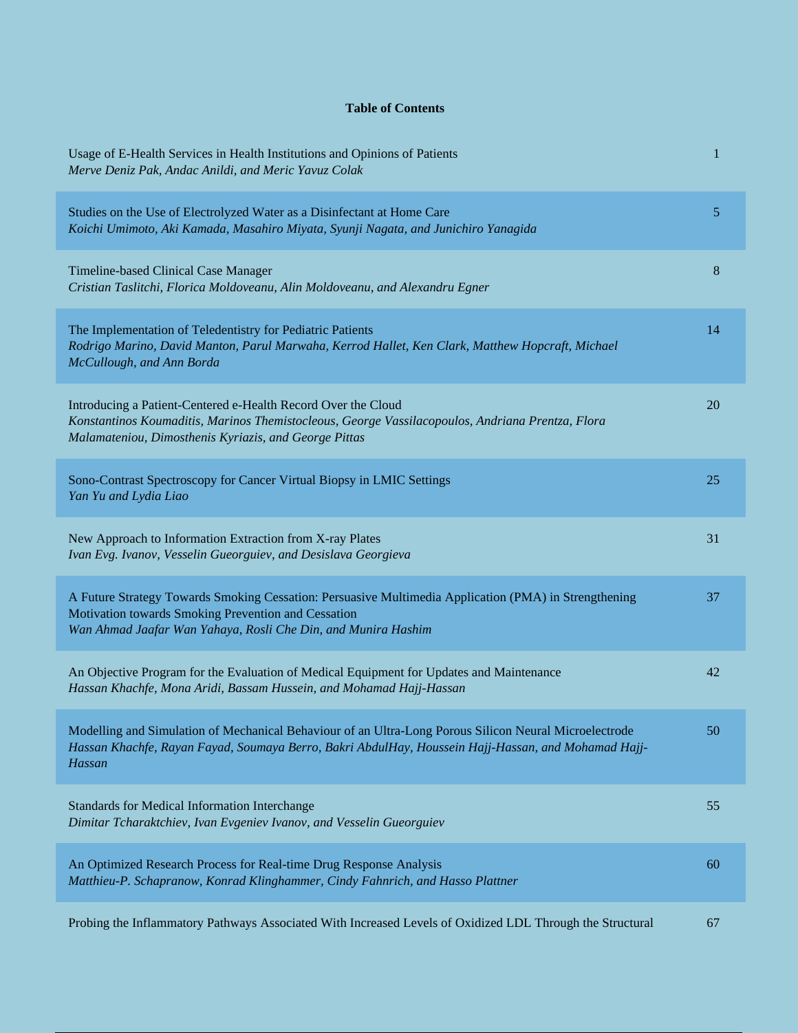**Table of Contents**

| | |
|---|---|
| Usage of E-Health Services in Health Institutions and Opinions of Patients<br>*Merve Deniz Pak, Andac Anildi, and Meric Yavuz Colak* | 1 |
| Studies on the Use of Electrolyzed Water as a Disinfectant at Home Care<br>*Koichi Umimoto, Aki Kamada, Masahiro Miyata, Syunji Nagata, and Junichiro Yanagida* | 5 |
| Timeline-based Clinical Case Manager<br>*Cristian Taslitchi, Florica Moldoveanu, Alin Moldoveanu, and Alexandru Egner* | 8 |
| The Implementation of Teledentistry for Pediatric Patients<br>*Rodrigo Marino, David Manton, Parul Marwaha, Kerrod Hallet, Ken Clark, Matthew Hopcraft, Michael McCullough, and Ann Borda* | 14 |
| Introducing a Patient-Centered e-Health Record Over the Cloud<br>*Konstantinos Koumaditis, Marinos Themistocleous, George Vassilacopoulos, Andriana Prentza, Flora Malamateniou, Dimosthenis Kyriazis, and George Pittas* | 20 |
| Sono-Contrast Spectroscopy for Cancer Virtual Biopsy in LMIC Settings<br>*Yan Yu and Lydia Liao* | 25 |
| New Approach to Information Extraction from X-ray Plates<br>*Ivan Evg. Ivanov, Vesselin Gueorguiev, and Desislava Georgieva* | 31 |
| A Future Strategy Towards Smoking Cessation: Persuasive Multimedia Application (PMA) in Strengthening Motivation towards Smoking Prevention and Cessation<br>*Wan Ahmad Jaafar Wan Yahaya, Rosli Che Din, and Munira Hashim* | 37 |
| An Objective Program for the Evaluation of Medical Equipment for Updates and Maintenance<br>*Hassan Khachfe, Mona Aridi, Bassam Hussein, and Mohamad Hajj-Hassan* | 42 |
| Modelling and Simulation of Mechanical Behaviour of an Ultra-Long Porous Silicon Neural Microelectrode<br>*Hassan Khachfe, Rayan Fayad, Soumaya Berro, Bakri AbdulHay, Houssein Hajj-Hassan, and Mohamad Hajj-Hassan* | 50 |
| Standards for Medical Information Interchange<br>*Dimitar Tcharaktchiev, Ivan Evgeniev Ivanov, and Vesselin Gueorguiev* | 55 |
| An Optimized Research Process for Real-time Drug Response Analysis<br>*Matthieu-P. Schapranow, Konrad Klinghammer, Cindy Fahnrich, and Hasso Plattner* | 60 |
| Probing the Inflammatory Pathways Associated With Increased Levels of Oxidized LDL Through the Structural | 67 |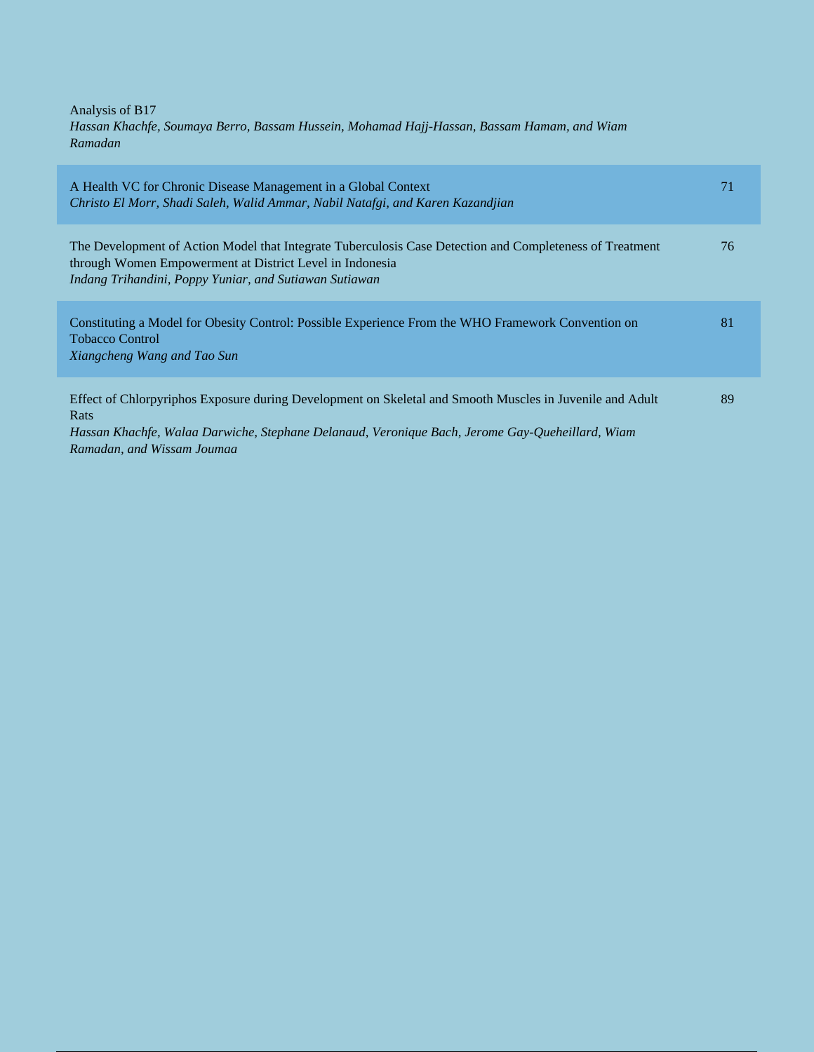Analysis of B17
*Hassan Khachfe, Soumaya Berro, Bassam Hussein, Mohamad Hajj-Hassan, Bassam Hamam, and Wiam Ramadan*

| | |
|---|---|
| A Health VC for Chronic Disease Management in a Global Context<br>*Christo El Morr, Shadi Saleh, Walid Ammar, Nabil Natafgi, and Karen Kazandjian* | 71 |
| The Development of Action Model that Integrate Tuberculosis Case Detection and Completeness of Treatment through Women Empowerment at District Level in Indonesia<br>*Indang Trihandini, Poppy Yuniar, and Sutiawan Sutiawan* | 76 |
| Constituting a Model for Obesity Control: Possible Experience From the WHO Framework Convention on Tobacco Control<br>*Xiangcheng Wang and Tao Sun* | 81 |
| Effect of Chlorpyriphos Exposure during Development on Skeletal and Smooth Muscles in Juvenile and Adult Rats<br>*Hassan Khachfe, Walaa Darwiche, Stephane Delanaud, Veronique Bach, Jerome Gay-Queheillard, Wiam Ramadan, and Wissam Joumaa* | 89 |